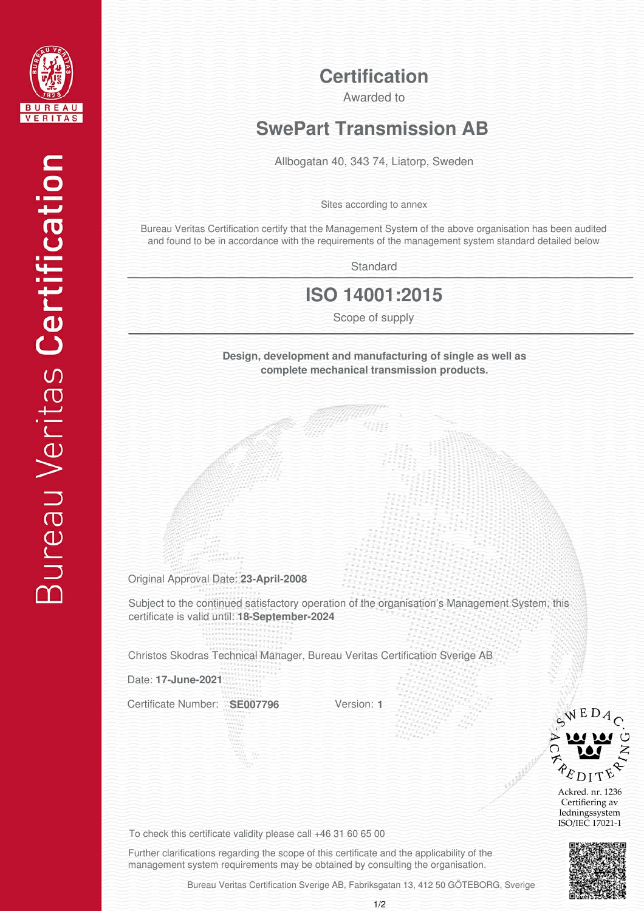Bureau Veritas **Certification**

# Certification

Awarded to

## SwePart Transmission AB

Allbogatan 40, 343 74, Liatorp, Sweden

Sites according to annex

Bureau Veritas Certification certify that the Management System of the above organisation has been audited and found to be in accordance with the requirements of the management system standard detailed below

Standard

## ISO 14001:2015

Scope of supply

**Design, development and manufacturing of single as well as complete mechanical transmission products.**

Original Approval Date: **23-April-2008**

Subject to the continued satisfactory operation of the organisation's Management System, this certificate is valid until: **18-September-2024**

Christos Skodras Technical Manager, Bureau Veritas Certification Sverige AB

Date: **17-June-2021**

Certificate Number: **SE007796** Version: **1**

SWEDAC ACKREDITERING

Ackred. nr. 1236
Certifiering av ledningssystem
ISO/IEC 17021-1

To check this certificate validity please call +46 31 60 65 00

Further clarifications regarding the scope of this certificate and the applicability of the management system requirements may be obtained by consulting the organisation.

Bureau Veritas Certification Sverige AB, Fabriksgatan 13, 412 50 GÖTEBORG, Sverige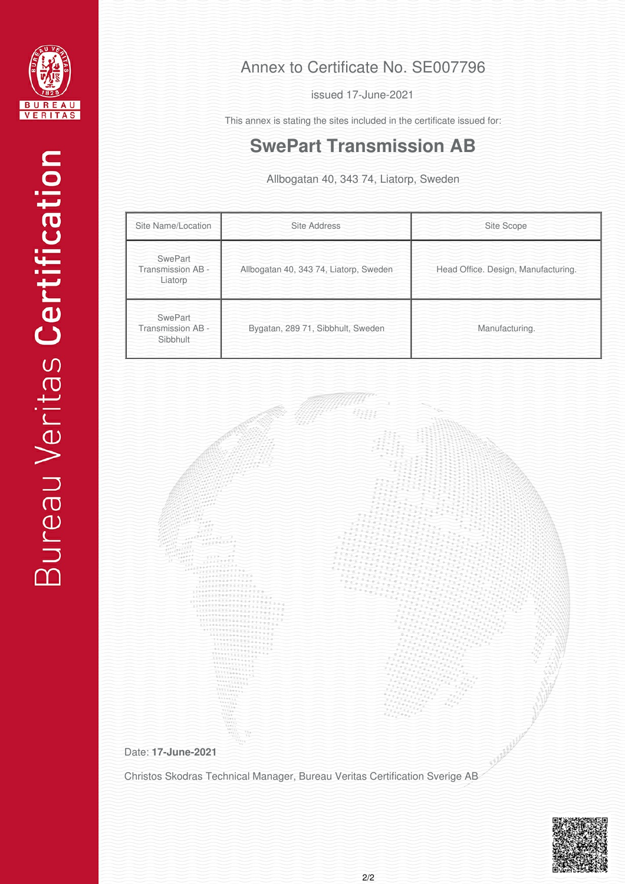# Annex to Certificate No. SE007796

issued 17-June-2021

This annex is stating the sites included in the certificate issued for:

## SwePart Transmission AB

Allbogatan 40, 343 74, Liatorp, Sweden

| Site Name/Location | Site Address | Site Scope |
|---|---|---|
| SwePart Transmission AB - Liatorp | Allbogatan 40, 343 74, Liatorp, Sweden | Head Office. Design, Manufacturing. |
| SwePart Transmission AB - Sibbhult | Bygatan, 289 71, Sibbhult, Sweden | Manufacturing. |

Date: **17-June-2021**

Christos Skodras Technical Manager, Bureau Veritas Certification Sverige AB